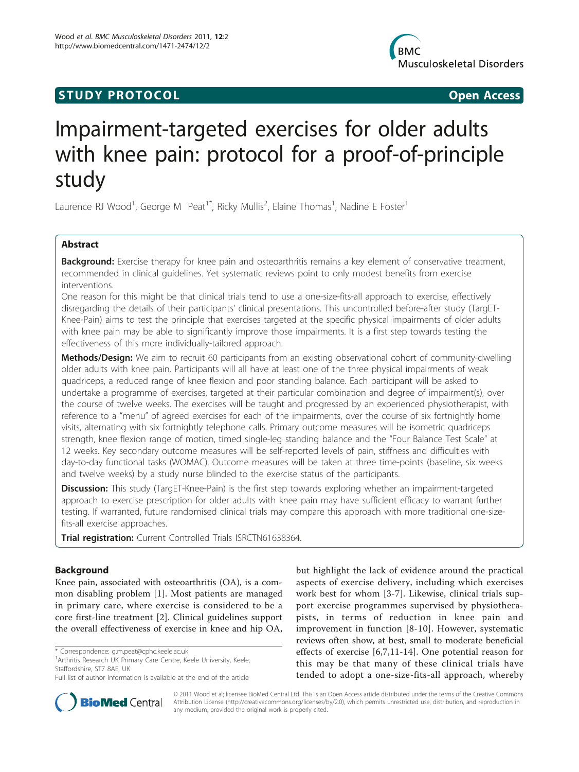STUDY PROTOCOL Open Access

# Impairment-targeted exercises for older adults with knee pain: protocol for a proof-of-principle study

Laurence RJ Wood[1], George M Peat[1*], Ricky Mullis[2], Elaine Thomas[1], Nadine E Foster[1]

## Abstract

**Background:** Exercise therapy for knee pain and osteoarthritis remains a key element of conservative treatment, recommended in clinical guidelines. Yet systematic reviews point to only modest benefits from exercise interventions.

One reason for this might be that clinical trials tend to use a one-size-fits-all approach to exercise, effectively disregarding the details of their participants' clinical presentations. This uncontrolled before-after study (TargET-Knee-Pain) aims to test the principle that exercises targeted at the specific physical impairments of older adults with knee pain may be able to significantly improve those impairments. It is a first step towards testing the effectiveness of this more individually-tailored approach.

**Methods/Design:** We aim to recruit 60 participants from an existing observational cohort of community-dwelling older adults with knee pain. Participants will all have at least one of the three physical impairments of weak quadriceps, a reduced range of knee flexion and poor standing balance. Each participant will be asked to undertake a programme of exercises, targeted at their particular combination and degree of impairment(s), over the course of twelve weeks. The exercises will be taught and progressed by an experienced physiotherapist, with reference to a "menu" of agreed exercises for each of the impairments, over the course of six fortnightly home visits, alternating with six fortnightly telephone calls. Primary outcome measures will be isometric quadriceps strength, knee flexion range of motion, timed single-leg standing balance and the "Four Balance Test Scale" at 12 weeks. Key secondary outcome measures will be self-reported levels of pain, stiffness and difficulties with day-to-day functional tasks (WOMAC). Outcome measures will be taken at three time-points (baseline, six weeks and twelve weeks) by a study nurse blinded to the exercise status of the participants.

**Discussion:** This study (TargET-Knee-Pain) is the first step towards exploring whether an impairment-targeted approach to exercise prescription for older adults with knee pain may have sufficient efficacy to warrant further testing. If warranted, future randomised clinical trials may compare this approach with more traditional one-size-fits-all exercise approaches.

**Trial registration:** Current Controlled Trials ISRCTN61638364.

## Background

Knee pain, associated with osteoarthritis (OA), is a common disabling problem [1]. Most patients are managed in primary care, where exercise is considered to be a core first-line treatment [2]. Clinical guidelines support the overall effectiveness of exercise in knee and hip OA, but highlight the lack of evidence around the practical aspects of exercise delivery, including which exercises work best for whom [3-7]. Likewise, clinical trials support exercise programmes supervised by physiotherapists, in terms of reduction in knee pain and improvement in function [8-10]. However, systematic reviews often show, at best, small to moderate beneficial effects of exercise [6,7,11-14]. One potential reason for this may be that many of these clinical trials have tended to adopt a one-size-fits-all approach, whereby

\* Correspondence: g.m.peat@cphc.keele.ac.uk
[1]Arthritis Research UK Primary Care Centre, Keele University, Keele, Staffordshire, ST7 8AE, UK
Full list of author information is available at the end of the article

© 2011 Wood et al; licensee BioMed Central Ltd. This is an Open Access article distributed under the terms of the Creative Commons Attribution License (http://creativecommons.org/licenses/by/2.0), which permits unrestricted use, distribution, and reproduction in any medium, provided the original work is properly cited.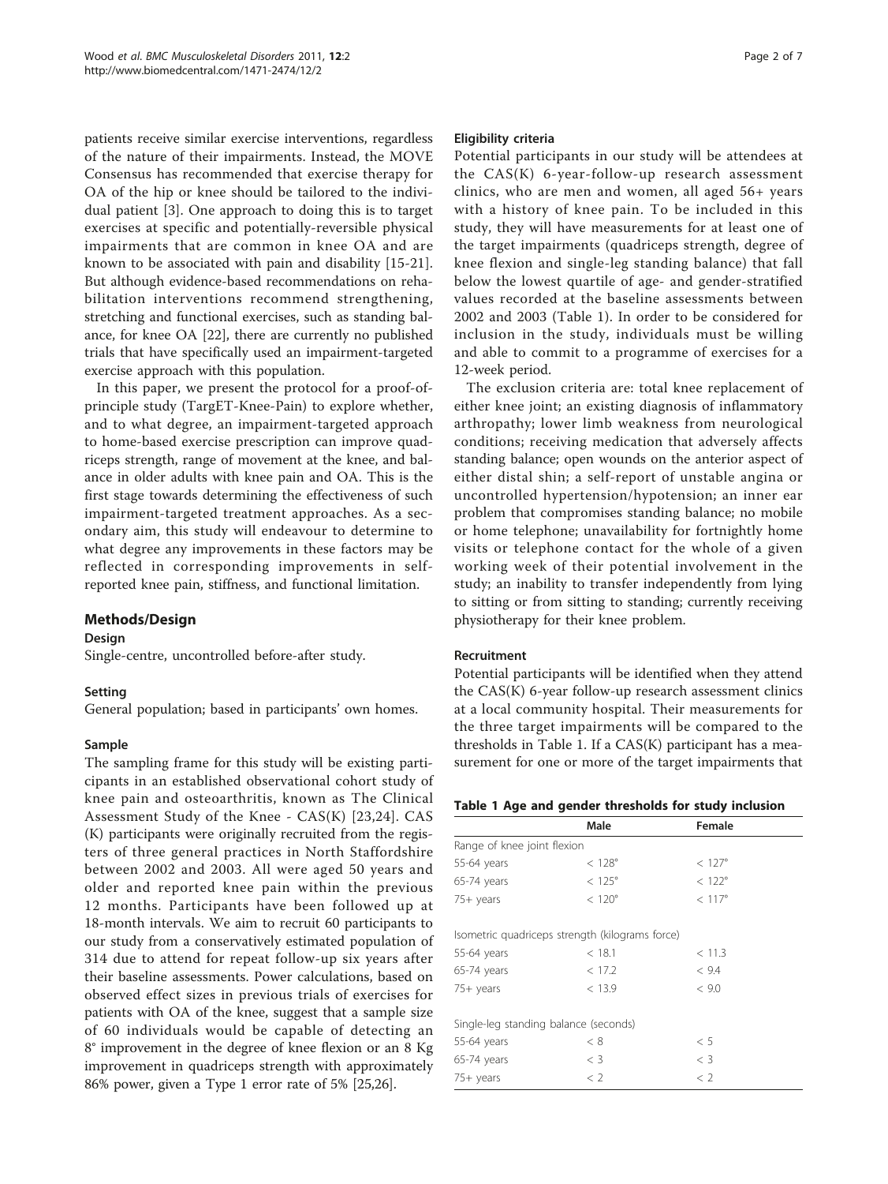patients receive similar exercise interventions, regardless of the nature of their impairments. Instead, the MOVE Consensus has recommended that exercise therapy for OA of the hip or knee should be tailored to the individual patient [3]. One approach to doing this is to target exercises at specific and potentially-reversible physical impairments that are common in knee OA and are known to be associated with pain and disability [15-21]. But although evidence-based recommendations on rehabilitation interventions recommend strengthening, stretching and functional exercises, such as standing balance, for knee OA [22], there are currently no published trials that have specifically used an impairment-targeted exercise approach with this population.

In this paper, we present the protocol for a proof-of-principle study (TargET-Knee-Pain) to explore whether, and to what degree, an impairment-targeted approach to home-based exercise prescription can improve quadriceps strength, range of movement at the knee, and balance in older adults with knee pain and OA. This is the first stage towards determining the effectiveness of such impairment-targeted treatment approaches. As a secondary aim, this study will endeavour to determine to what degree any improvements in these factors may be reflected in corresponding improvements in self-reported knee pain, stiffness, and functional limitation.

## Methods/Design

### Design

Single-centre, uncontrolled before-after study.

### Setting

General population; based in participants' own homes.

### Sample

The sampling frame for this study will be existing participants in an established observational cohort study of knee pain and osteoarthritis, known as The Clinical Assessment Study of the Knee - CAS(K) [23,24]. CAS(K) participants were originally recruited from the registers of three general practices in North Staffordshire between 2002 and 2003. All were aged 50 years and older and reported knee pain within the previous 12 months. Participants have been followed up at 18-month intervals. We aim to recruit 60 participants to our study from a conservatively estimated population of 314 due to attend for repeat follow-up six years after their baseline assessments. Power calculations, based on observed effect sizes in previous trials of exercises for patients with OA of the knee, suggest that a sample size of 60 individuals would be capable of detecting an 8° improvement in the degree of knee flexion or an 8 Kg improvement in quadriceps strength with approximately 86% power, given a Type 1 error rate of 5% [25,26].

### Eligibility criteria

Potential participants in our study will be attendees at the CAS(K) 6-year-follow-up research assessment clinics, who are men and women, all aged 56+ years with a history of knee pain. To be included in this study, they will have measurements for at least one of the target impairments (quadriceps strength, degree of knee flexion and single-leg standing balance) that fall below the lowest quartile of age- and gender-stratified values recorded at the baseline assessments between 2002 and 2003 (Table 1). In order to be considered for inclusion in the study, individuals must be willing and able to commit to a programme of exercises for a 12-week period.

The exclusion criteria are: total knee replacement of either knee joint; an existing diagnosis of inflammatory arthropathy; lower limb weakness from neurological conditions; receiving medication that adversely affects standing balance; open wounds on the anterior aspect of either distal shin; a self-report of unstable angina or uncontrolled hypertension/hypotension; an inner ear problem that compromises standing balance; no mobile or home telephone; unavailability for fortnightly home visits or telephone contact for the whole of a given working week of their potential involvement in the study; an inability to transfer independently from lying to sitting or from sitting to standing; currently receiving physiotherapy for their knee problem.

### Recruitment

Potential participants will be identified when they attend the CAS(K) 6-year follow-up research assessment clinics at a local community hospital. Their measurements for the three target impairments will be compared to the thresholds in Table 1. If a CAS(K) participant has a measurement for one or more of the target impairments that

**Table 1 Age and gender thresholds for study inclusion**

| | Male | Female |
|---|---|---|
| Range of knee joint flexion | | |
| 55-64 years | < 128° | < 127° |
| 65-74 years | < 125° | < 122° |
| 75+ years | < 120° | < 117° |
| Isometric quadriceps strength (kilograms force) | | |
| 55-64 years | < 18.1 | < 11.3 |
| 65-74 years | < 17.2 | < 9.4 |
| 75+ years | < 13.9 | < 9.0 |
| Single-leg standing balance (seconds) | | |
| 55-64 years | < 8 | < 5 |
| 65-74 years | < 3 | < 3 |
| 75+ years | < 2 | < 2 |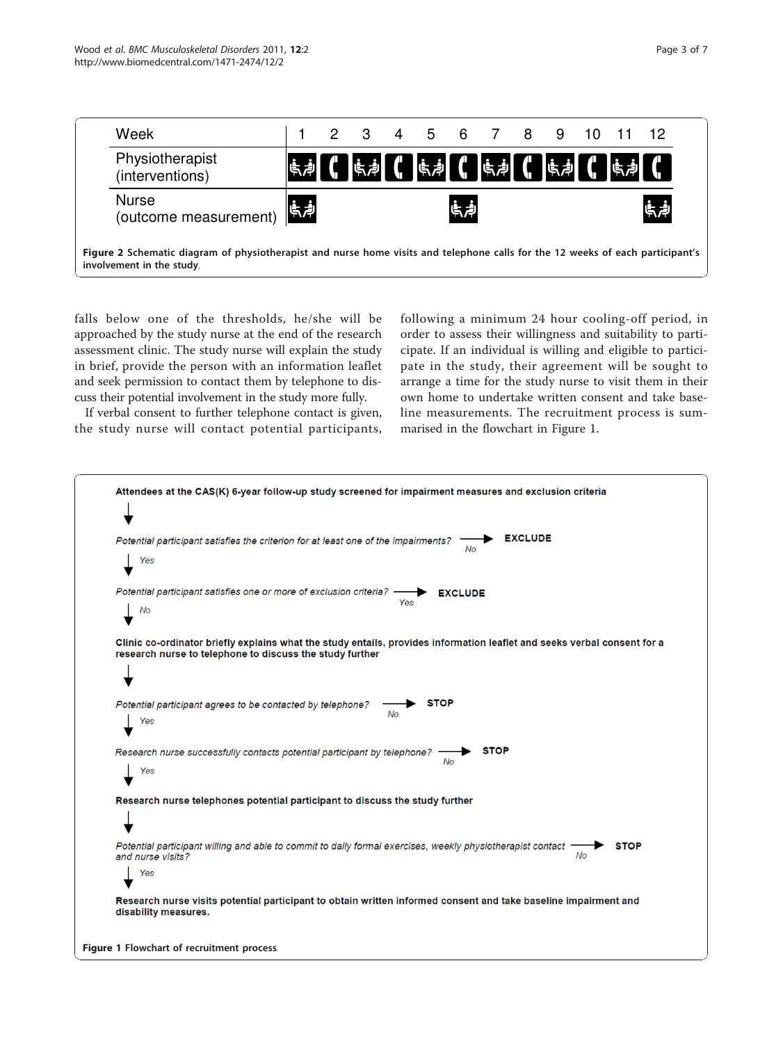| Week | 1 | 2 | 3 | 4 | 5 | 6 | 7 | 8 | 9 | 10 | 11 | 12 |
|---|---|---|---|---|---|---|---|---|---|---|---|---|
| Physiotherapist (interventions) | Home visit | Telephone | Home visit | Telephone | Home visit | Telephone | Home visit | Telephone | Home visit | Telephone | Home visit | Telephone |
| Nurse (outcome measurement) | Home visit | | | | | Home visit | | | | | | Home visit |

**Figure 2** **Schematic diagram of physiotherapist and nurse home visits and telephone calls for the 12 weeks of each participant's involvement in the study.**

falls below one of the thresholds, he/she will be approached by the study nurse at the end of the research assessment clinic. The study nurse will explain the study in brief, provide the person with an information leaflet and seek permission to contact them by telephone to discuss their potential involvement in the study more fully.

If verbal consent to further telephone contact is given, the study nurse will contact potential participants, following a minimum 24 hour cooling-off period, in order to assess their willingness and suitability to participate. If an individual is willing and eligible to participate in the study, their agreement will be sought to arrange a time for the study nurse to visit them in their own home to undertake written consent and take baseline measurements. The recruitment process is summarised in the flowchart in Figure 1.

**Attendees at the CAS(K) 6-year follow-up study screened for impairment measures and exclusion criteria**

↓

*Potential participant satisfies the criterion for at least one of the impairments?* — *No* → **EXCLUDE**

↓ *Yes*

*Potential participant satisfies one or more of exclusion criteria?* — *Yes* → **EXCLUDE**

↓ *No*

**Clinic co-ordinator briefly explains what the study entails, provides information leaflet and seeks verbal consent for a research nurse to telephone to discuss the study further**

↓

*Potential participant agrees to be contacted by telephone?* — *No* → **STOP**

↓ *Yes*

*Research nurse successfully contacts potential participant by telephone?* — *No* → **STOP**

↓ *Yes*

**Research nurse telephones potential participant to discuss the study further**

↓

*Potential participant willing and able to commit to daily formal exercises, weekly physiotherapist contact and nurse visits?* — *No* → **STOP**

↓ *Yes*

**Research nurse visits potential participant to obtain written informed consent and take baseline impairment and disability measures.**

**Figure 1** Flowchart of recruitment process.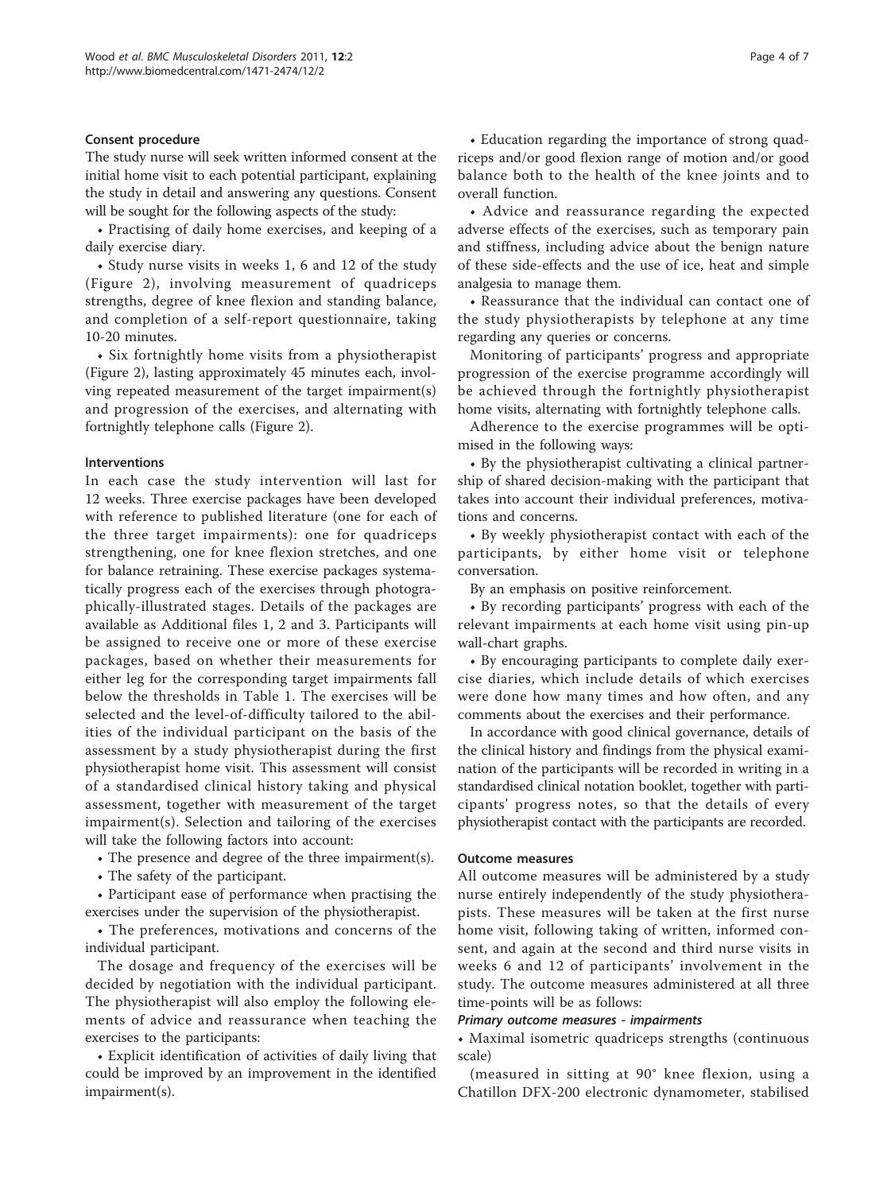### Consent procedure

The study nurse will seek written informed consent at the initial home visit to each potential participant, explaining the study in detail and answering any questions. Consent will be sought for the following aspects of the study:

• Practising of daily home exercises, and keeping of a daily exercise diary.

• Study nurse visits in weeks 1, 6 and 12 of the study (Figure 2), involving measurement of quadriceps strengths, degree of knee flexion and standing balance, and completion of a self-report questionnaire, taking 10-20 minutes.

• Six fortnightly home visits from a physiotherapist (Figure 2), lasting approximately 45 minutes each, involving repeated measurement of the target impairment(s) and progression of the exercises, and alternating with fortnightly telephone calls (Figure 2).

### Interventions

In each case the study intervention will last for 12 weeks. Three exercise packages have been developed with reference to published literature (one for each of the three target impairments): one for quadriceps strengthening, one for knee flexion stretches, and one for balance retraining. These exercise packages systematically progress each of the exercises through photographically-illustrated stages. Details of the packages are available as Additional files 1, 2 and 3. Participants will be assigned to receive one or more of these exercise packages, based on whether their measurements for either leg for the corresponding target impairments fall below the thresholds in Table 1. The exercises will be selected and the level-of-difficulty tailored to the abilities of the individual participant on the basis of the assessment by a study physiotherapist during the first physiotherapist home visit. This assessment will consist of a standardised clinical history taking and physical assessment, together with measurement of the target impairment(s). Selection and tailoring of the exercises will take the following factors into account:

• The presence and degree of the three impairment(s).

• The safety of the participant.

• Participant ease of performance when practising the exercises under the supervision of the physiotherapist.

• The preferences, motivations and concerns of the individual participant.

The dosage and frequency of the exercises will be decided by negotiation with the individual participant. The physiotherapist will also employ the following elements of advice and reassurance when teaching the exercises to the participants:

• Explicit identification of activities of daily living that could be improved by an improvement in the identified impairment(s).

• Education regarding the importance of strong quadriceps and/or good flexion range of motion and/or good balance both to the health of the knee joints and to overall function.

• Advice and reassurance regarding the expected adverse effects of the exercises, such as temporary pain and stiffness, including advice about the benign nature of these side-effects and the use of ice, heat and simple analgesia to manage them.

• Reassurance that the individual can contact one of the study physiotherapists by telephone at any time regarding any queries or concerns.

Monitoring of participants' progress and appropriate progression of the exercise programme accordingly will be achieved through the fortnightly physiotherapist home visits, alternating with fortnightly telephone calls.

Adherence to the exercise programmes will be optimised in the following ways:

• By the physiotherapist cultivating a clinical partnership of shared decision-making with the participant that takes into account their individual preferences, motivations and concerns.

• By weekly physiotherapist contact with each of the participants, by either home visit or telephone conversation.

By an emphasis on positive reinforcement.

• By recording participants' progress with each of the relevant impairments at each home visit using pin-up wall-chart graphs.

• By encouraging participants to complete daily exercise diaries, which include details of which exercises were done how many times and how often, and any comments about the exercises and their performance.

In accordance with good clinical governance, details of the clinical history and findings from the physical examination of the participants will be recorded in writing in a standardised clinical notation booklet, together with participants' progress notes, so that the details of every physiotherapist contact with the participants are recorded.

### Outcome measures

All outcome measures will be administered by a study nurse entirely independently of the study physiotherapists. These measures will be taken at the first nurse home visit, following taking of written, informed consent, and again at the second and third nurse visits in weeks 6 and 12 of participants' involvement in the study. The outcome measures administered at all three time-points will be as follows:

#### *Primary outcome measures - impairments*

• Maximal isometric quadriceps strengths (continuous scale)

(measured in sitting at 90° knee flexion, using a Chatillon DFX-200 electronic dynamometer, stabilised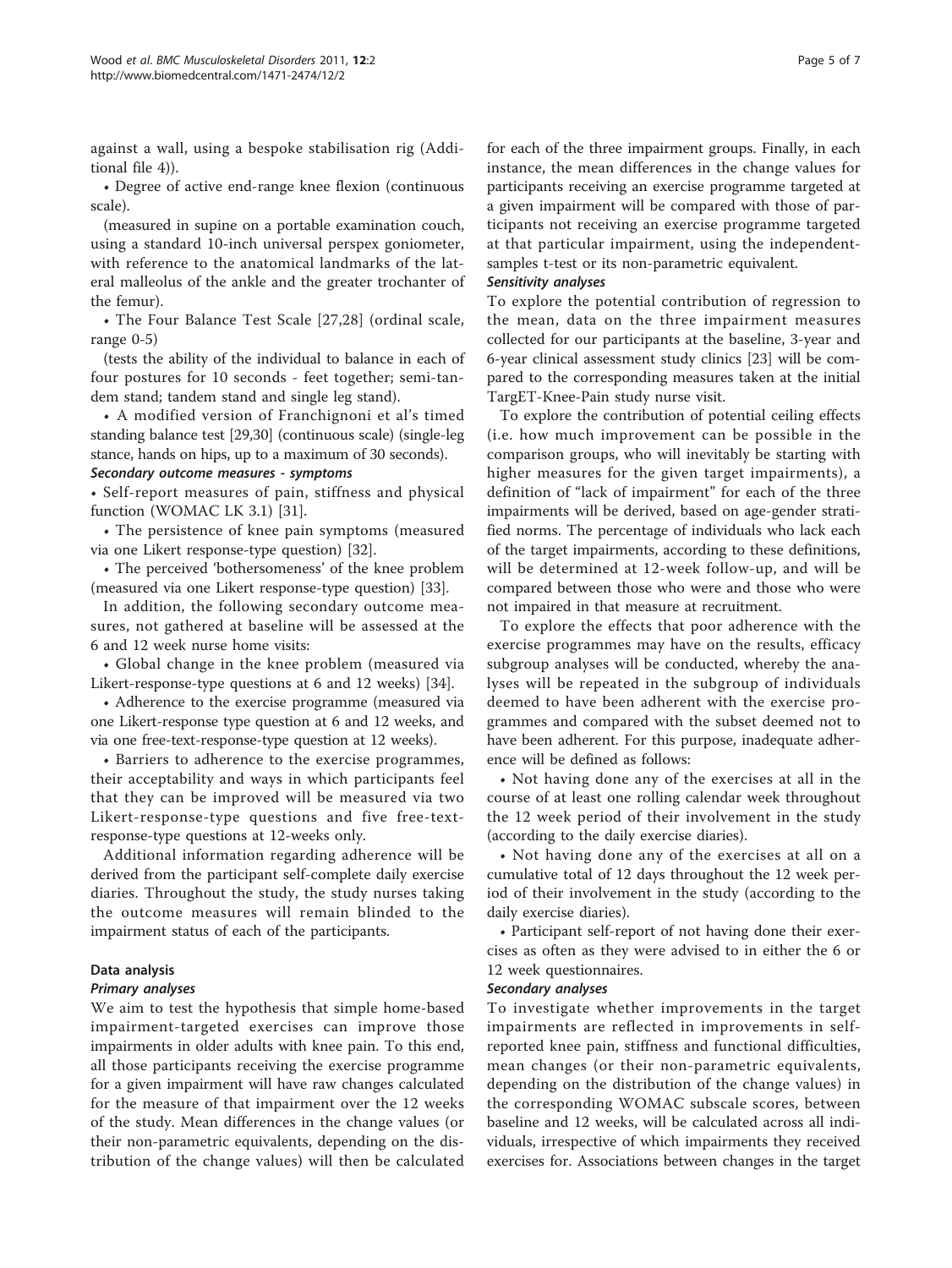against a wall, using a bespoke stabilisation rig (Additional file 4)).

• Degree of active end-range knee flexion (continuous scale).

(measured in supine on a portable examination couch, using a standard 10-inch universal perspex goniometer, with reference to the anatomical landmarks of the lateral malleolus of the ankle and the greater trochanter of the femur).

• The Four Balance Test Scale [27,28] (ordinal scale, range 0-5)

(tests the ability of the individual to balance in each of four postures for 10 seconds - feet together; semi-tandem stand; tandem stand and single leg stand).

• A modified version of Franchignoni et al's timed standing balance test [29,30] (continuous scale) (single-leg stance, hands on hips, up to a maximum of 30 seconds).

#### Secondary outcome measures - symptoms

• Self-report measures of pain, stiffness and physical function (WOMAC LK 3.1) [31].

• The persistence of knee pain symptoms (measured via one Likert response-type question) [32].

• The perceived 'bothersomeness' of the knee problem (measured via one Likert response-type question) [33].

In addition, the following secondary outcome measures, not gathered at baseline will be assessed at the 6 and 12 week nurse home visits:

• Global change in the knee problem (measured via Likert-response-type questions at 6 and 12 weeks) [34].

• Adherence to the exercise programme (measured via one Likert-response type question at 6 and 12 weeks, and via one free-text-response-type question at 12 weeks).

• Barriers to adherence to the exercise programmes, their acceptability and ways in which participants feel that they can be improved will be measured via two Likert-response-type questions and five free-text-response-type questions at 12-weeks only.

Additional information regarding adherence will be derived from the participant self-complete daily exercise diaries. Throughout the study, the study nurses taking the outcome measures will remain blinded to the impairment status of each of the participants.

### Data analysis

#### Primary analyses

We aim to test the hypothesis that simple home-based impairment-targeted exercises can improve those impairments in older adults with knee pain. To this end, all those participants receiving the exercise programme for a given impairment will have raw changes calculated for the measure of that impairment over the 12 weeks of the study. Mean differences in the change values (or their non-parametric equivalents, depending on the distribution of the change values) will then be calculated for each of the three impairment groups. Finally, in each instance, the mean differences in the change values for participants receiving an exercise programme targeted at a given impairment will be compared with those of participants not receiving an exercise programme targeted at that particular impairment, using the independent-samples t-test or its non-parametric equivalent.

#### Sensitivity analyses

To explore the potential contribution of regression to the mean, data on the three impairment measures collected for our participants at the baseline, 3-year and 6-year clinical assessment study clinics [23] will be compared to the corresponding measures taken at the initial TargET-Knee-Pain study nurse visit.

To explore the contribution of potential ceiling effects (i.e. how much improvement can be possible in the comparison groups, who will inevitably be starting with higher measures for the given target impairments), a definition of "lack of impairment" for each of the three impairments will be derived, based on age-gender stratified norms. The percentage of individuals who lack each of the target impairments, according to these definitions, will be determined at 12-week follow-up, and will be compared between those who were and those who were not impaired in that measure at recruitment.

To explore the effects that poor adherence with the exercise programmes may have on the results, efficacy subgroup analyses will be conducted, whereby the analyses will be repeated in the subgroup of individuals deemed to have been adherent with the exercise programmes and compared with the subset deemed not to have been adherent. For this purpose, inadequate adherence will be defined as follows:

• Not having done any of the exercises at all in the course of at least one rolling calendar week throughout the 12 week period of their involvement in the study (according to the daily exercise diaries).

• Not having done any of the exercises at all on a cumulative total of 12 days throughout the 12 week period of their involvement in the study (according to the daily exercise diaries).

• Participant self-report of not having done their exercises as often as they were advised to in either the 6 or 12 week questionnaires.

#### Secondary analyses

To investigate whether improvements in the target impairments are reflected in improvements in self-reported knee pain, stiffness and functional difficulties, mean changes (or their non-parametric equivalents, depending on the distribution of the change values) in the corresponding WOMAC subscale scores, between baseline and 12 weeks, will be calculated across all individuals, irrespective of which impairments they received exercises for. Associations between changes in the target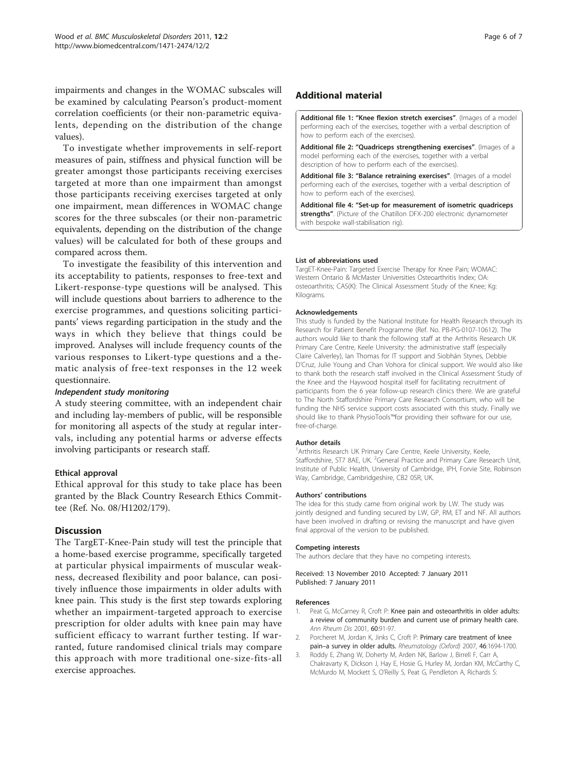impairments and changes in the WOMAC subscales will be examined by calculating Pearson's product-moment correlation coefficients (or their non-parametric equivalents, depending on the distribution of the change values).

To investigate whether improvements in self-report measures of pain, stiffness and physical function will be greater amongst those participants receiving exercises targeted at more than one impairment than amongst those participants receiving exercises targeted at only one impairment, mean differences in WOMAC change scores for the three subscales (or their non-parametric equivalents, depending on the distribution of the change values) will be calculated for both of these groups and compared across them.

To investigate the feasibility of this intervention and its acceptability to patients, responses to free-text and Likert-response-type questions will be analysed. This will include questions about barriers to adherence to the exercise programmes, and questions soliciting participants' views regarding participation in the study and the ways in which they believe that things could be improved. Analyses will include frequency counts of the various responses to Likert-type questions and a thematic analysis of free-text responses in the 12 week questionnaire.

#### *Independent study monitoring*

A study steering committee, with an independent chair and including lay-members of public, will be responsible for monitoring all aspects of the study at regular intervals, including any potential harms or adverse effects involving participants or research staff.

### Ethical approval

Ethical approval for this study to take place has been granted by the Black Country Research Ethics Committee (Ref. No. 08/H1202/179).

## Discussion

The TargET-Knee-Pain study will test the principle that a home-based exercise programme, specifically targeted at particular physical impairments of muscular weakness, decreased flexibility and poor balance, can positively influence those impairments in older adults with knee pain. This study is the first step towards exploring whether an impairment-targeted approach to exercise prescription for older adults with knee pain may have sufficient efficacy to warrant further testing. If warranted, future randomised clinical trials may compare this approach with more traditional one-size-fits-all exercise approaches.

## Additional material

**Additional file 1: "Knee flexion stretch exercises"**. (Images of a model performing each of the exercises, together with a verbal description of how to perform each of the exercises).

**Additional file 2: "Quadriceps strengthening exercises"**. (Images of a model performing each of the exercises, together with a verbal description of how to perform each of the exercises).

**Additional file 3: "Balance retraining exercises"**. (Images of a model performing each of the exercises, together with a verbal description of how to perform each of the exercises).

**Additional file 4: "Set-up for measurement of isometric quadriceps strengths"**. (Picture of the Chatillon DFX-200 electronic dynamometer with bespoke wall-stabilisation rig).

#### List of abbreviations used

TargET-Knee-Pain: Targeted Exercise Therapy for Knee Pain; WOMAC: Western Ontario & McMaster Universities Osteoarthritis Index; OA: osteoarthritis; CAS(K): The Clinical Assessment Study of the Knee; Kg: Kilograms.

#### Acknowledgements

This study is funded by the National Institute for Health Research through its Research for Patient Benefit Programme (Ref. No. PB-PG-0107-10612). The authors would like to thank the following staff at the Arthritis Research UK Primary Care Centre, Keele University: the administrative staff (especially Claire Calverley), Ian Thomas for IT support and Siobhán Stynes, Debbie D'Cruz, Julie Young and Chan Vohora for clinical support. We would also like to thank both the research staff involved in the Clinical Assessment Study of the Knee and the Haywood hospital itself for facilitating recruitment of participants from the 6 year follow-up research clinics there. We are grateful to The North Staffordshire Primary Care Research Consortium, who will be funding the NHS service support costs associated with this study. Finally we should like to thank PhysioTools™for providing their software for our use, free-of-charge.

#### Author details

[1]Arthritis Research UK Primary Care Centre, Keele University, Keele, Staffordshire, ST7 8AE, UK. [2]General Practice and Primary Care Research Unit, Institute of Public Health, University of Cambridge, IPH, Forvie Site, Robinson Way, Cambridge, Cambridgeshire, CB2 0SR, UK.

#### Authors' contributions

The idea for this study came from original work by LW. The study was jointly designed and funding secured by LW, GP, RM, ET and NF. All authors have been involved in drafting or revising the manuscript and have given final approval of the version to be published.

#### Competing interests

The authors declare that they have no competing interests.

Received: 13 November 2010 Accepted: 7 January 2011
Published: 7 January 2011

#### References

1. Peat G, McCarney R, Croft P: **Knee pain and osteoarthritis in older adults: a review of community burden and current use of primary health care.** *Ann Rheum Dis* 2001, **60**:91-97.
2. Porcheret M, Jordan K, Jinks C, Croft P: **Primary care treatment of knee pain–a survey in older adults.** *Rheumatology (Oxford)* 2007, **46**:1694-1700.
3. Roddy E, Zhang W, Doherty M, Arden NK, Barlow J, Birrell F, Carr A, Chakravarty K, Dickson J, Hay E, Hosie G, Hurley M, Jordan KM, McCarthy C, McMurdo M, Mockett S, O'Reilly S, Peat G, Pendleton A, Richards S: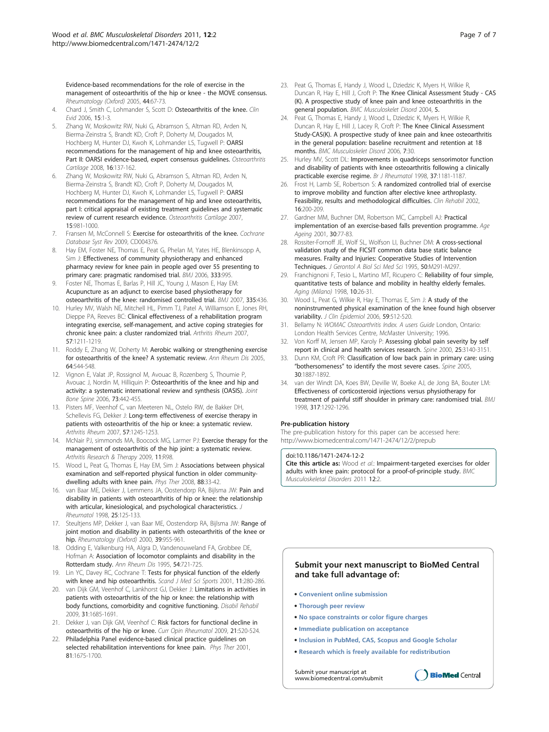Evidence-based recommendations for the role of exercise in the management of osteoarthritis of the hip or knee - the MOVE consensus. *Rheumatology (Oxford)* 2005, **44**:67-73.

4. Chard J, Smith C, Lohmander S, Scott D: **Osteoarthritis of the knee.** *Clin Evid* 2006, **15**:1-3.
5. Zhang W, Moskowitz RW, Nuki G, Abramson S, Altman RD, Arden N, Bierma-Zeinstra S, Brandt KD, Croft P, Doherty M, Dougados M, Hochberg M, Hunter DJ, Kwoh K, Lohmander LS, Tugwell P: **OARSI recommendations for the management of hip and knee osteoarthritis, Part II: OARSI evidence-based, expert consensus guidelines.** *Osteoarthritis Cartilage* 2008, **16**:137-162.
6. Zhang W, Moskowitz RW, Nuki G, Abramson S, Altman RD, Arden N, Bierma-Zeinstra S, Brandt KD, Croft P, Doherty M, Dougados M, Hochberg M, Hunter DJ, Kwoh K, Lohmander LS, Tugwell P: **OARSI recommendations for the management of hip and knee osteoarthritis, part I: critical appraisal of existing treatment guidelines and systematic review of current research evidence.** *Osteoarthritis Cartilage* 2007, **15**:981-1000.
7. Fransen M, McConnell S: **Exercise for osteoarthritis of the knee.** *Cochrane Database Syst Rev* 2009, CD004376.
8. Hay EM, Foster NE, Thomas E, Peat G, Phelan M, Yates HE, Blenkinsopp A, Sim J: **Effectiveness of community physiotherapy and enhanced pharmacy review for knee pain in people aged over 55 presenting to primary care: pragmatic randomised trial.** *BMJ* 2006, **333**:995.
9. Foster NE, Thomas E, Barlas P, Hill JC, Young J, Mason E, Hay EM: **Acupuncture as an adjunct to exercise based physiotherapy for osteoarthritis of the knee: randomised controlled trial.** *BMJ* 2007, **335**:436.
10. Hurley MV, Walsh NE, Mitchell HL, Pimm TJ, Patel A, Williamson E, Jones RH, Dieppe PA, Reeves BC: **Clinical effectiveness of a rehabilitation program integrating exercise, self-management, and active coping strategies for chronic knee pain: a cluster randomized trial.** *Arthritis Rheum* 2007, **57**:1211-1219.
11. Roddy E, Zhang W, Doherty M: **Aerobic walking or strengthening exercise for osteoarthritis of the knee? A systematic review.** *Ann Rheum Dis* 2005, **64**:544-548.
12. Vignon E, Valat JP, Rossignol M, Avouac B, Rozenberg S, Thoumie P, Avouac J, Nordin M, Hilliquin P: **Osteoarthritis of the knee and hip and activity: a systematic international review and synthesis (OASIS).** *Joint Bone Spine* 2006, **73**:442-455.
13. Pisters MF, Veenhof C, van Meeteren NL, Ostelo RW, de Bakker DH, Schellevis FG, Dekker J: **Long-term effectiveness of exercise therapy in patients with osteoarthritis of the hip or knee: a systematic review.** *Arthritis Rheum* 2007, **57**:1245-1253.
14. McNair PJ, simmonds MA, Boocock MG, Larmer PJ: **Exercise therapy for the management of osteoarthritis of the hip joint: a systematic review.** *Arthritis Research & Therapy* 2009, **11**:R98.
15. Wood L, Peat G, Thomas E, Hay EM, Sim J: **Associations between physical examination and self-reported physical function in older community-dwelling adults with knee pain.** *Phys Ther* 2008, **88**:33-42.
16. van Baar ME, Dekker J, Lemmens JA, Oostendorp RA, Bijlsma JW: **Pain and disability in patients with osteoarthritis of hip or knee: the relationship with articular, kinesiological, and psychological characteristics.** *J Rheumatol* 1998, **25**:125-133.
17. Steultjens MP, Dekker J, van Baar ME, Oostendorp RA, Bijlsma JW: **Range of joint motion and disability in patients with osteoarthritis of the knee or hip.** *Rheumatology (Oxford)* 2000, **39**:955-961.
18. Odding E, Valkenburg HA, Algra D, Vandenouweland FA, Grobbee DE, Hofman A: **Association of locomotor complaints and disability in the Rotterdam study.** *Ann Rheum Dis* 1995, **54**:721-725.
19. Lin YC, Davey RC, Cochrane T: **Tests for physical function of the elderly with knee and hip osteoarthritis.** *Scand J Med Sci Sports* 2001, **11**:280-286.
20. van Dijk GM, Veenhof C, Lankhorst GJ, Dekker J: **Limitations in activities in patients with osteoarthritis of the hip or knee: the relationship with body functions, comorbidity and cognitive functioning.** *Disabil Rehabil* 2009, **31**:1685-1691.
21. Dekker J, van Dijk GM, Veenhof C: **Risk factors for functional decline in osteoarthritis of the hip or knee.** *Curr Opin Rheumatol* 2009, **21**:520-524.
22. Philadelphia Panel evidence-based clinical practice guidelines on selected rehabilitation interventions for knee pain. *Phys Ther* 2001, **81**:1675-1700.
23. Peat G, Thomas E, Handy J, Wood L, Dziedzic K, Myers H, Wilkie R, Duncan R, Hay E, Hill J, Croft P: **The Knee Clinical Assessment Study - CAS (K). A prospective study of knee pain and knee osteoarthritis in the general population.** *BMC Musculoskelet Disord* 2004, **5**.
24. Peat G, Thomas E, Handy J, Wood L, Dziedzic K, Myers H, Wilkie R, Duncan R, Hay E, Hill J, Lacey R, Croft P: **The Knee Clinical Assessment Study-CAS(K). A prospective study of knee pain and knee osteoarthritis in the general population: baseline recruitment and retention at 18 months.** *BMC Musculoskelet Disord* 2006, **7**:30.
25. Hurley MV, Scott DL: **Improvements in quadriceps sensorimotor function and disability of patients with knee osteoarthritis following a clinically practicable exercise regime.** *Br J Rheumatol* 1998, **37**:1181-1187.
26. Frost H, Lamb SE, Robertson S: **A randomized controlled trial of exercise to improve mobility and function after elective knee arthroplasty. Feasibility, results and methodological difficulties.** *Clin Rehabil* 2002, **16**:200-209.
27. Gardner MM, Buchner DM, Robertson MC, Campbell AJ: **Practical implementation of an exercise-based falls prevention programme.** *Age Ageing* 2001, **30**:77-83.
28. Rossiter-Fornoff JE, Wolf SL, Wolfson LI, Buchner DM: **A cross-sectional validation study of the FICSIT common data base static balance measures. Frailty and Injuries: Cooperative Studies of Intervention Techniques.** *J Gerontol A Biol Sci Med Sci* 1995, **50**:M291-M297.
29. Franchignoni F, Tesio L, Martino MT, Ricupero C: **Reliability of four simple, quantitative tests of balance and mobility in healthy elderly females.** *Aging (Milano)* 1998, **10**:26-31.
30. Wood L, Peat G, Wilkie R, Hay E, Thomas E, Sim J: **A study of the noninstrumented physical examination of the knee found high observer variability.** *J Clin Epidemiol* 2006, **59**:512-520.
31. Bellamy N: *WOMAC Osteoarthritis Index. A users Guide* London, Ontario: London Health Services Centre, McMaster University; 1996.
32. Von Korff M, Jensen MP, Karoly P: **Assessing global pain severity by self report in clinical and health services research.** *Spine* 2000, **25**:3140-3151.
33. Dunn KM, Croft PR: **Classification of low back pain in primary care: using "bothersomeness" to identify the most severe cases.** *Spine* 2005, **30**:1887-1892.
34. van der Windt DA, Koes BW, Deville W, Boeke AJ, de Jong BA, Bouter LM: **Effectiveness of corticosteroid injections versus physiotherapy for treatment of painful stiff shoulder in primary care: randomised trial.** *BMJ* 1998, **317**:1292-1296.

### Pre-publication history

The pre-publication history for this paper can be accessed here:
http://www.biomedcentral.com/1471-2474/12/2/prepub

doi:10.1186/1471-2474-12-2

**Cite this article as:** Wood *et al.*: Impairment-targeted exercises for older adults with knee pain: protocol for a proof-of-principle study. *BMC Musculoskeletal Disorders* 2011 **12**:2.

**Submit your next manuscript to BioMed Central and take full advantage of:**

- Convenient online submission
- Thorough peer review
- No space constraints or color figure charges
- Immediate publication on acceptance
- Inclusion in PubMed, CAS, Scopus and Google Scholar
- Research which is freely available for redistribution

Submit your manuscript at
www.biomedcentral.com/submit

BioMed Central